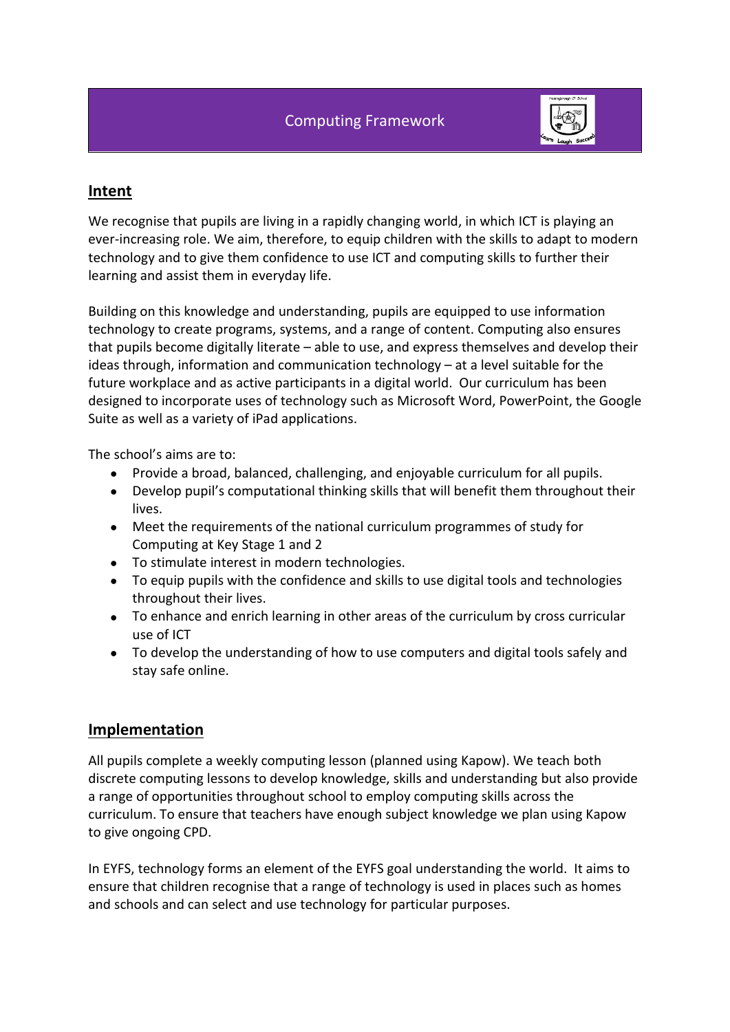# Computing Framework

## Intent

We recognise that pupils are living in a rapidly changing world, in which ICT is playing an ever-increasing role. We aim, therefore, to equip children with the skills to adapt to modern technology and to give them confidence to use ICT and computing skills to further their learning and assist them in everyday life.

Building on this knowledge and understanding, pupils are equipped to use information technology to create programs, systems, and a range of content. Computing also ensures that pupils become digitally literate – able to use, and express themselves and develop their ideas through, information and communication technology – at a level suitable for the future workplace and as active participants in a digital world. Our curriculum has been designed to incorporate uses of technology such as Microsoft Word, PowerPoint, the Google Suite as well as a variety of iPad applications.

The school's aims are to:

- Provide a broad, balanced, challenging, and enjoyable curriculum for all pupils.
- Develop pupil's computational thinking skills that will benefit them throughout their lives.
- Meet the requirements of the national curriculum programmes of study for Computing at Key Stage 1 and 2
- To stimulate interest in modern technologies.
- To equip pupils with the confidence and skills to use digital tools and technologies throughout their lives.
- To enhance and enrich learning in other areas of the curriculum by cross curricular use of ICT
- To develop the understanding of how to use computers and digital tools safely and stay safe online.

## Implementation

All pupils complete a weekly computing lesson (planned using Kapow). We teach both discrete computing lessons to develop knowledge, skills and understanding but also provide a range of opportunities throughout school to employ computing skills across the curriculum. To ensure that teachers have enough subject knowledge we plan using Kapow to give ongoing CPD.

In EYFS, technology forms an element of the EYFS goal understanding the world. It aims to ensure that children recognise that a range of technology is used in places such as homes and schools and can select and use technology for particular purposes.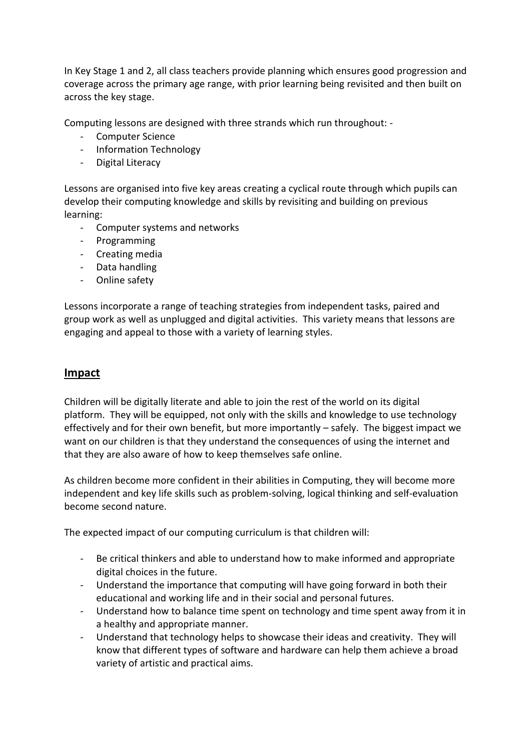In Key Stage 1 and 2, all class teachers provide planning which ensures good progression and coverage across the primary age range, with prior learning being revisited and then built on across the key stage.

Computing lessons are designed with three strands which run throughout: -

- Computer Science
- Information Technology
- Digital Literacy

Lessons are organised into five key areas creating a cyclical route through which pupils can develop their computing knowledge and skills by revisiting and building on previous learning:

- Computer systems and networks
- Programming
- Creating media
- Data handling
- Online safety

Lessons incorporate a range of teaching strategies from independent tasks, paired and group work as well as unplugged and digital activities. This variety means that lessons are engaging and appeal to those with a variety of learning styles.

## Impact

Children will be digitally literate and able to join the rest of the world on its digital platform. They will be equipped, not only with the skills and knowledge to use technology effectively and for their own benefit, but more importantly – safely. The biggest impact we want on our children is that they understand the consequences of using the internet and that they are also aware of how to keep themselves safe online.

As children become more confident in their abilities in Computing, they will become more independent and key life skills such as problem-solving, logical thinking and self-evaluation become second nature.

The expected impact of our computing curriculum is that children will:

- Be critical thinkers and able to understand how to make informed and appropriate digital choices in the future.
- Understand the importance that computing will have going forward in both their educational and working life and in their social and personal futures.
- Understand how to balance time spent on technology and time spent away from it in a healthy and appropriate manner.
- Understand that technology helps to showcase their ideas and creativity. They will know that different types of software and hardware can help them achieve a broad variety of artistic and practical aims.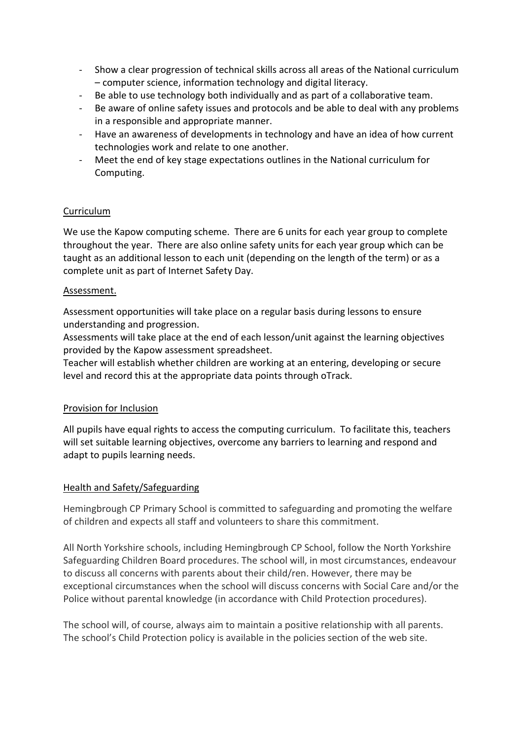- Show a clear progression of technical skills across all areas of the National curriculum – computer science, information technology and digital literacy.
- Be able to use technology both individually and as part of a collaborative team.
- Be aware of online safety issues and protocols and be able to deal with any problems in a responsible and appropriate manner.
- Have an awareness of developments in technology and have an idea of how current technologies work and relate to one another.
- Meet the end of key stage expectations outlines in the National curriculum for Computing.

## Curriculum

We use the Kapow computing scheme. There are 6 units for each year group to complete throughout the year. There are also online safety units for each year group which can be taught as an additional lesson to each unit (depending on the length of the term) or as a complete unit as part of Internet Safety Day.

## Assessment.

Assessment opportunities will take place on a regular basis during lessons to ensure understanding and progression.
Assessments will take place at the end of each lesson/unit against the learning objectives provided by the Kapow assessment spreadsheet.
Teacher will establish whether children are working at an entering, developing or secure level and record this at the appropriate data points through oTrack.

## Provision for Inclusion

All pupils have equal rights to access the computing curriculum. To facilitate this, teachers will set suitable learning objectives, overcome any barriers to learning and respond and adapt to pupils learning needs.

## Health and Safety/Safeguarding

Hemingbrough CP Primary School is committed to safeguarding and promoting the welfare of children and expects all staff and volunteers to share this commitment.

All North Yorkshire schools, including Hemingbrough CP School, follow the North Yorkshire Safeguarding Children Board procedures. The school will, in most circumstances, endeavour to discuss all concerns with parents about their child/ren. However, there may be exceptional circumstances when the school will discuss concerns with Social Care and/or the Police without parental knowledge (in accordance with Child Protection procedures).

The school will, of course, always aim to maintain a positive relationship with all parents. The school's Child Protection policy is available in the policies section of the web site.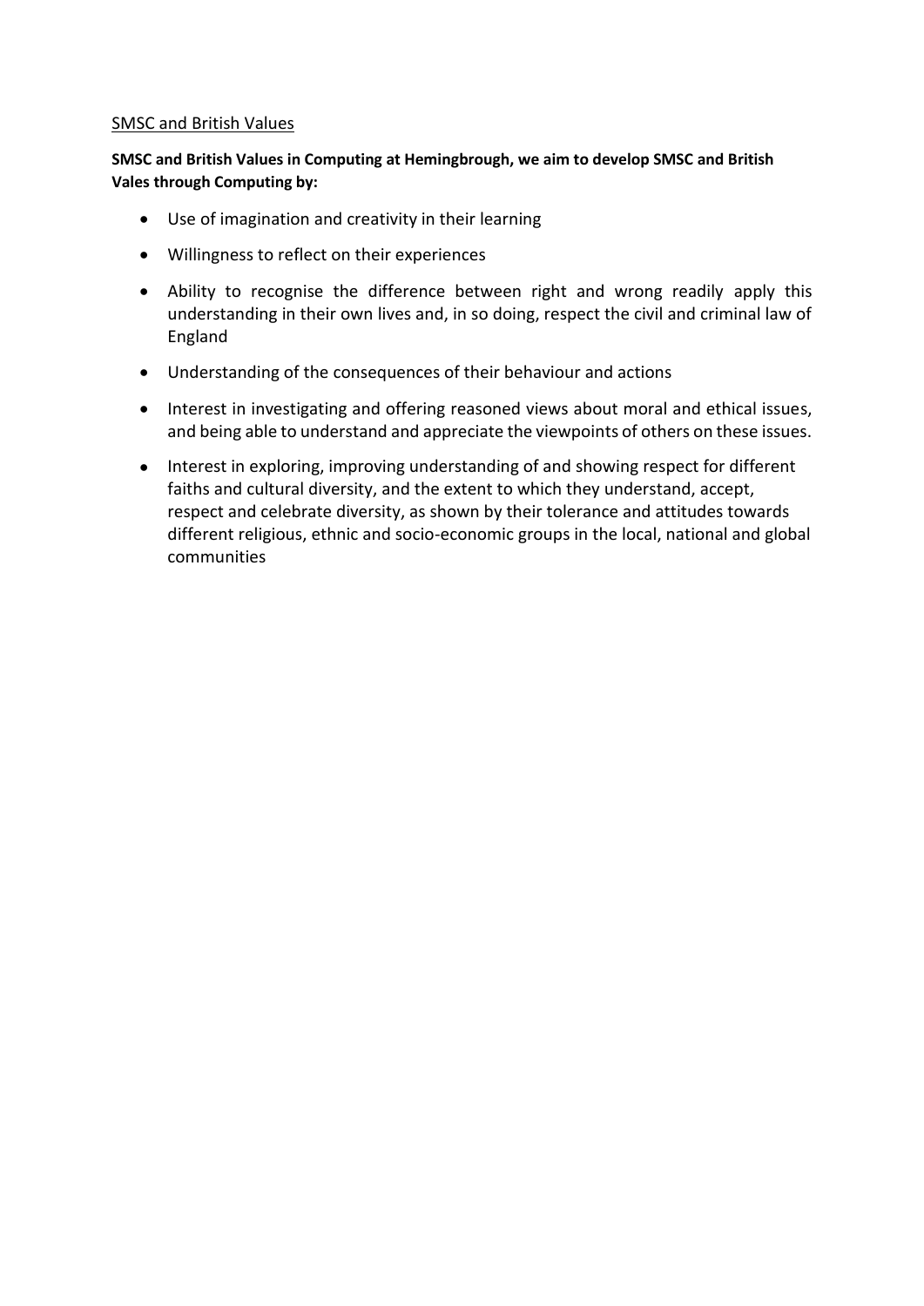SMSC and British Values

**SMSC and British Values in Computing at Hemingbrough, we aim to develop SMSC and British Vales through Computing by:**

- Use of imagination and creativity in their learning
- Willingness to reflect on their experiences
- Ability to recognise the difference between right and wrong readily apply this understanding in their own lives and, in so doing, respect the civil and criminal law of England
- Understanding of the consequences of their behaviour and actions
- Interest in investigating and offering reasoned views about moral and ethical issues, and being able to understand and appreciate the viewpoints of others on these issues.
- Interest in exploring, improving understanding of and showing respect for different faiths and cultural diversity, and the extent to which they understand, accept, respect and celebrate diversity, as shown by their tolerance and attitudes towards different religious, ethnic and socio-economic groups in the local, national and global communities